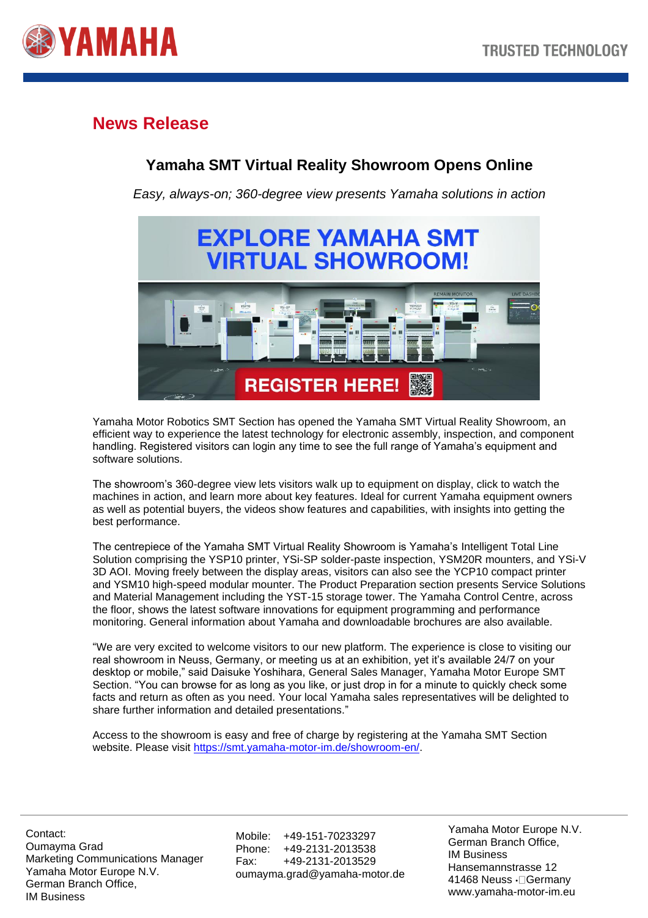# News Release

## Yamaha SMT Virtual Reality Showroom Opens Online

*Easy, always-on; 360-degree view presents Yamaha solutions in action*

Yamaha Motor Robotics SMT Section has opened the Yamaha SMT Virtual Reality Showroom, an efficient way to experience the latest technology for electronic assembly, inspection, and component handling. Registered visitors can login any time to see the full range of Yamaha's equipment and software solutions.

The showroom's 360-degree view lets visitors walk up to equipment on display, click to watch the machines in action, and learn more about key features. Ideal for current Yamaha equipment owners as well as potential buyers, the videos show features and capabilities, with insights into getting the best performance.

The centrepiece of the Yamaha SMT Virtual Reality Showroom is Yamaha's Intelligent Total Line Solution comprising the YSP10 printer, YSi-SP solder-paste inspection, YSM20R mounters, and YSi-V 3D AOI. Moving freely between the display areas, visitors can also see the YCP10 compact printer and YSM10 high-speed modular mounter. The Product Preparation section presents Service Solutions and Material Management including the YST-15 storage tower. The Yamaha Control Centre, across the floor, shows the latest software innovations for equipment programming and performance monitoring. General information about Yamaha and downloadable brochures are also available.

"We are very excited to welcome visitors to our new platform. The experience is close to visiting our real showroom in Neuss, Germany, or meeting us at an exhibition, yet it's available 24/7 on your desktop or mobile," said Daisuke Yoshihara, General Sales Manager, Yamaha Motor Europe SMT Section. "You can browse for as long as you like, or just drop in for a minute to quickly check some facts and return as often as you need. Your local Yamaha sales representatives will be delighted to share further information and detailed presentations."

Access to the showroom is easy and free of charge by registering at the Yamaha SMT Section website. Please visit https://smt.yamaha-motor-im.de/showroom-en/.

---

Contact:
Oumayma Grad
Marketing Communications Manager
Yamaha Motor Europe N.V.
German Branch Office,
IM Business

Mobile: +49-151-70233297
Phone: +49-2131-2013538
Fax: +49-2131-2013529
oumayma.grad@yamaha-motor.de

Yamaha Motor Europe N.V.
German Branch Office,
IM Business
Hansemannstrasse 12
41468 Neuss · Germany
www.yamaha-motor-im.eu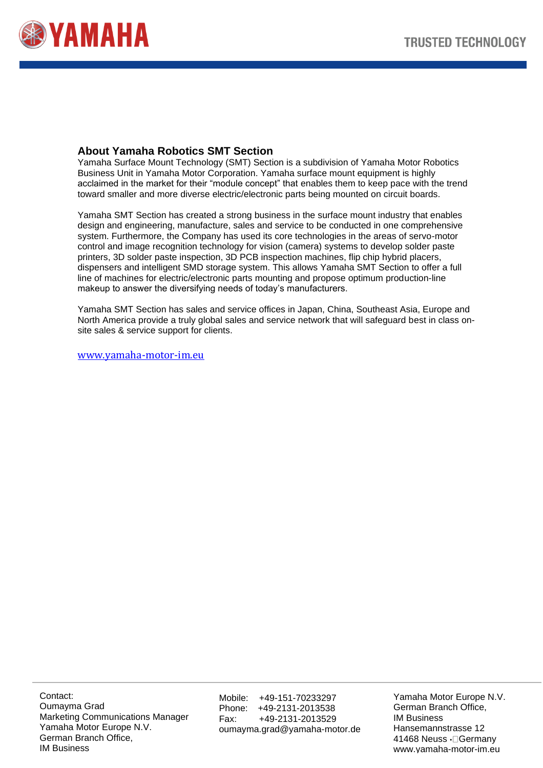## About Yamaha Robotics SMT Section

Yamaha Surface Mount Technology (SMT) Section is a subdivision of Yamaha Motor Robotics Business Unit in Yamaha Motor Corporation. Yamaha surface mount equipment is highly acclaimed in the market for their "module concept" that enables them to keep pace with the trend toward smaller and more diverse electric/electronic parts being mounted on circuit boards.

Yamaha SMT Section has created a strong business in the surface mount industry that enables design and engineering, manufacture, sales and service to be conducted in one comprehensive system. Furthermore, the Company has used its core technologies in the areas of servo-motor control and image recognition technology for vision (camera) systems to develop solder paste printers, 3D solder paste inspection, 3D PCB inspection machines, flip chip hybrid placers, dispensers and intelligent SMD storage system. This allows Yamaha SMT Section to offer a full line of machines for electric/electronic parts mounting and propose optimum production-line makeup to answer the diversifying needs of today's manufacturers.

Yamaha SMT Section has sales and service offices in Japan, China, Southeast Asia, Europe and North America provide a truly global sales and service network that will safeguard best in class on-site sales & service support for clients.

[www.yamaha-motor-im.eu](http://www.yamaha-motor-im.eu)

Contact:
Oumayma Grad
Marketing Communications Manager
Yamaha Motor Europe N.V.
German Branch Office,
IM Business

Mobile: +49-151-70233297
Phone: +49-2131-2013538
Fax: +49-2131-2013529
oumayma.grad@yamaha-motor.de

Yamaha Motor Europe N.V.
German Branch Office,
IM Business
Hansemannstrasse 12
41468 Neuss · Germany
www.yamaha-motor-im.eu